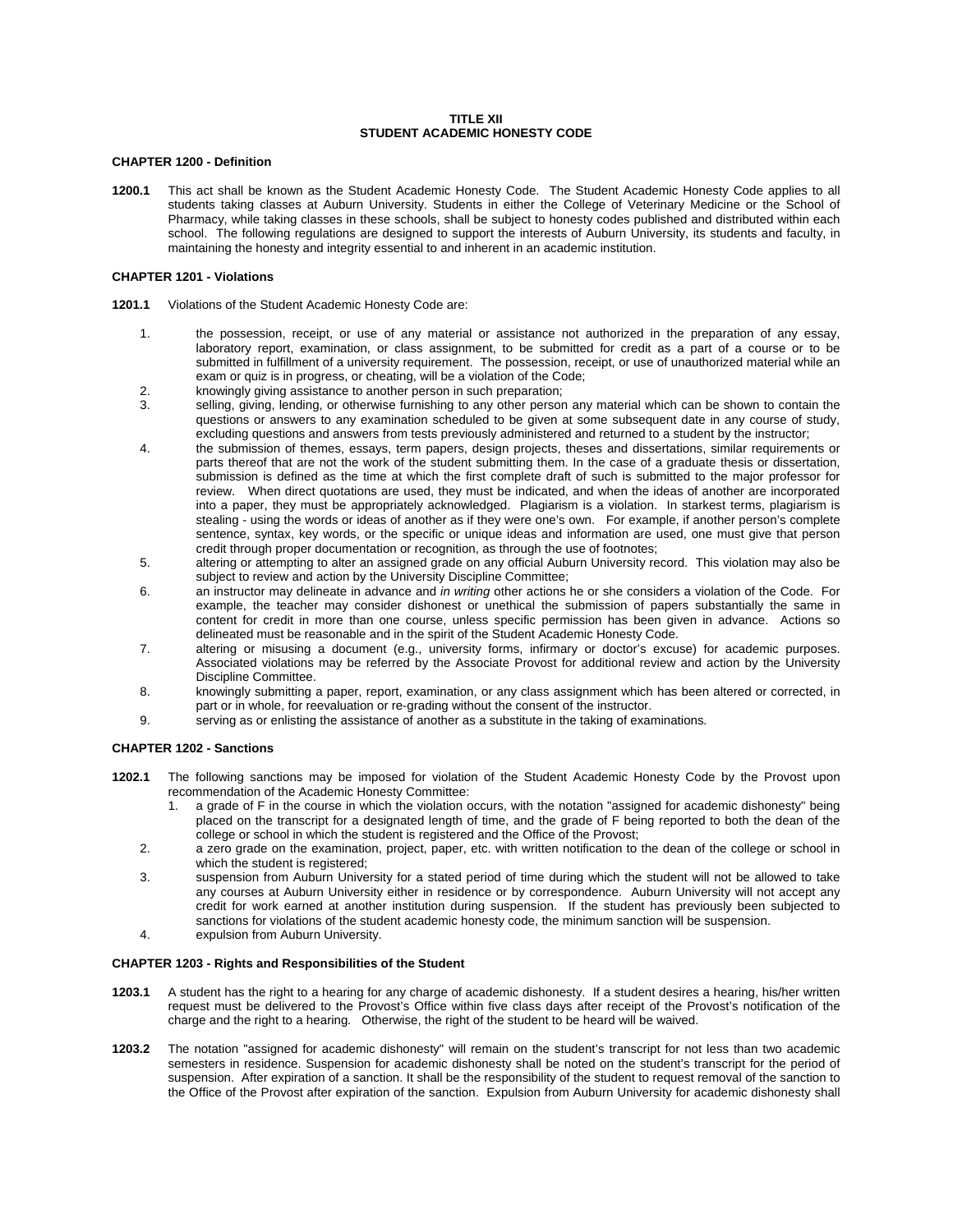# TITLE XII
# STUDENT ACADEMIC HONESTY CODE

## CHAPTER 1200 - Definition

**1200.1** This act shall be known as the Student Academic Honesty Code. The Student Academic Honesty Code applies to all students taking classes at Auburn University. Students in either the College of Veterinary Medicine or the School of Pharmacy, while taking classes in these schools, shall be subject to honesty codes published and distributed within each school. The following regulations are designed to support the interests of Auburn University, its students and faculty, in maintaining the honesty and integrity essential to and inherent in an academic institution.

## CHAPTER 1201 - Violations

**1201.1** Violations of the Student Academic Honesty Code are:

1. the possession, receipt, or use of any material or assistance not authorized in the preparation of any essay, laboratory report, examination, or class assignment, to be submitted for credit as a part of a course or to be submitted in fulfillment of a university requirement. The possession, receipt, or use of unauthorized material while an exam or quiz is in progress, or cheating, will be a violation of the Code;
2. knowingly giving assistance to another person in such preparation;
3. selling, giving, lending, or otherwise furnishing to any other person any material which can be shown to contain the questions or answers to any examination scheduled to be given at some subsequent date in any course of study, excluding questions and answers from tests previously administered and returned to a student by the instructor;
4. the submission of themes, essays, term papers, design projects, theses and dissertations, similar requirements or parts thereof that are not the work of the student submitting them. In the case of a graduate thesis or dissertation, submission is defined as the time at which the first complete draft of such is submitted to the major professor for review. When direct quotations are used, they must be indicated, and when the ideas of another are incorporated into a paper, they must be appropriately acknowledged. Plagiarism is a violation. In starkest terms, plagiarism is stealing - using the words or ideas of another as if they were one's own. For example, if another person's complete sentence, syntax, key words, or the specific or unique ideas and information are used, one must give that person credit through proper documentation or recognition, as through the use of footnotes;
5. altering or attempting to alter an assigned grade on any official Auburn University record. This violation may also be subject to review and action by the University Discipline Committee;
6. an instructor may delineate in advance and *in writing* other actions he or she considers a violation of the Code. For example, the teacher may consider dishonest or unethical the submission of papers substantially the same in content for credit in more than one course, unless specific permission has been given in advance. Actions so delineated must be reasonable and in the spirit of the Student Academic Honesty Code.
7. altering or misusing a document (e.g., university forms, infirmary or doctor's excuse) for academic purposes. Associated violations may be referred by the Associate Provost for additional review and action by the University Discipline Committee.
8. knowingly submitting a paper, report, examination, or any class assignment which has been altered or corrected, in part or in whole, for reevaluation or re-grading without the consent of the instructor.
9. serving as or enlisting the assistance of another as a substitute in the taking of examinations.

## CHAPTER 1202 - Sanctions

**1202.1** The following sanctions may be imposed for violation of the Student Academic Honesty Code by the Provost upon recommendation of the Academic Honesty Committee:

1. a grade of F in the course in which the violation occurs, with the notation "assigned for academic dishonesty" being placed on the transcript for a designated length of time, and the grade of F being reported to both the dean of the college or school in which the student is registered and the Office of the Provost;
2. a zero grade on the examination, project, paper, etc. with written notification to the dean of the college or school in which the student is registered;
3. suspension from Auburn University for a stated period of time during which the student will not be allowed to take any courses at Auburn University either in residence or by correspondence. Auburn University will not accept any credit for work earned at another institution during suspension. If the student has previously been subjected to sanctions for violations of the student academic honesty code, the minimum sanction will be suspension.
4. expulsion from Auburn University.

## CHAPTER 1203 - Rights and Responsibilities of the Student

**1203.1** A student has the right to a hearing for any charge of academic dishonesty. If a student desires a hearing, his/her written request must be delivered to the Provost's Office within five class days after receipt of the Provost's notification of the charge and the right to a hearing. Otherwise, the right of the student to be heard will be waived.

**1203.2** The notation "assigned for academic dishonesty" will remain on the student's transcript for not less than two academic semesters in residence. Suspension for academic dishonesty shall be noted on the student's transcript for the period of suspension. After expiration of a sanction. It shall be the responsibility of the student to request removal of the sanction to the Office of the Provost after expiration of the sanction. Expulsion from Auburn University for academic dishonesty shall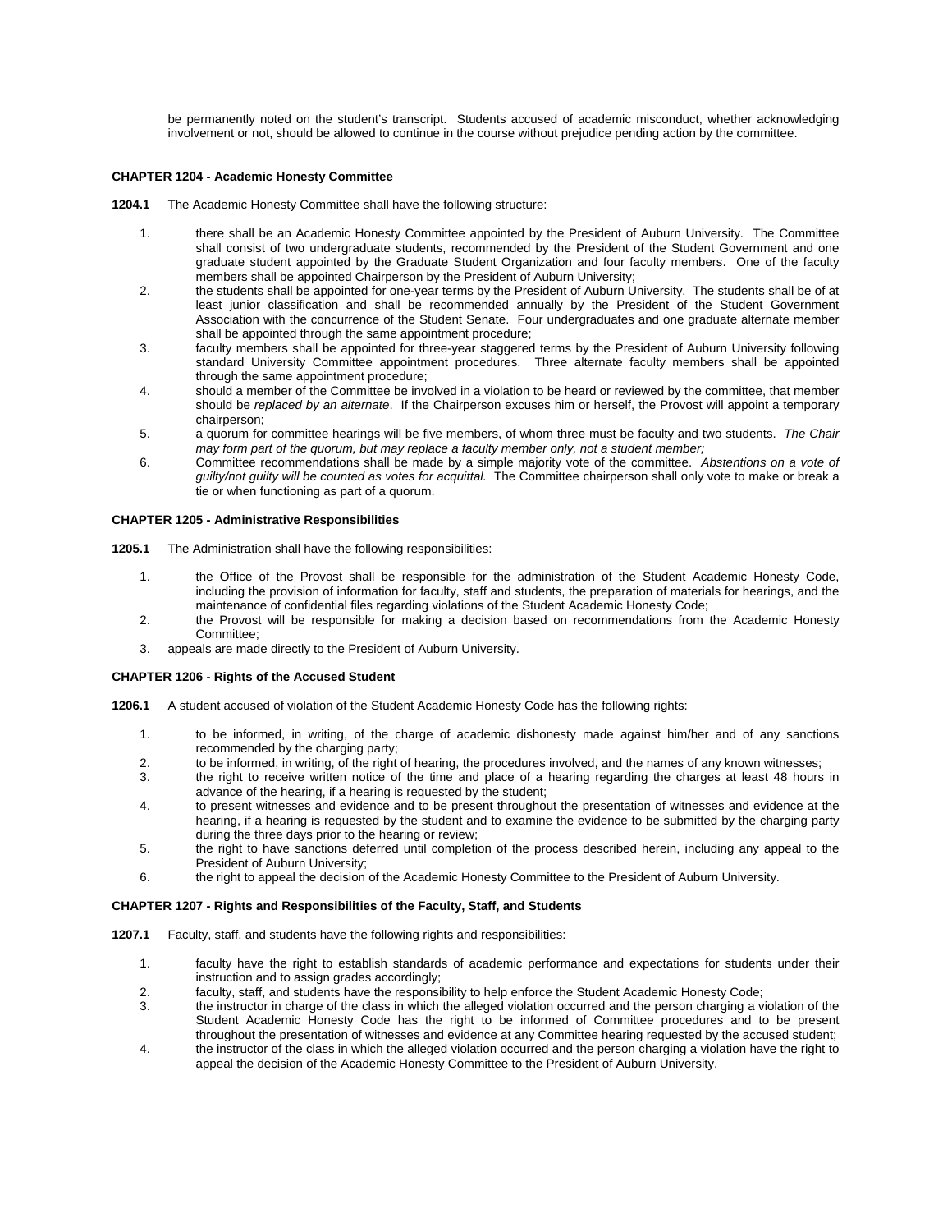be permanently noted on the student's transcript. Students accused of academic misconduct, whether acknowledging involvement or not, should be allowed to continue in the course without prejudice pending action by the committee.

**CHAPTER 1204 - Academic Honesty Committee**

**1204.1** The Academic Honesty Committee shall have the following structure:

1. there shall be an Academic Honesty Committee appointed by the President of Auburn University. The Committee shall consist of two undergraduate students, recommended by the President of the Student Government and one graduate student appointed by the Graduate Student Organization and four faculty members. One of the faculty members shall be appointed Chairperson by the President of Auburn University;
2. the students shall be appointed for one-year terms by the President of Auburn University. The students shall be of at least junior classification and shall be recommended annually by the President of the Student Government Association with the concurrence of the Student Senate. Four undergraduates and one graduate alternate member shall be appointed through the same appointment procedure;
3. faculty members shall be appointed for three-year staggered terms by the President of Auburn University following standard University Committee appointment procedures. Three alternate faculty members shall be appointed through the same appointment procedure;
4. should a member of the Committee be involved in a violation to be heard or reviewed by the committee, that member should be *replaced by an alternate*. If the Chairperson excuses him or herself, the Provost will appoint a temporary chairperson;
5. a quorum for committee hearings will be five members, of whom three must be faculty and two students. *The Chair may form part of the quorum, but may replace a faculty member only, not a student member;*
6. Committee recommendations shall be made by a simple majority vote of the committee. *Abstentions on a vote of guilty/not guilty will be counted as votes for acquittal.* The Committee chairperson shall only vote to make or break a tie or when functioning as part of a quorum.

**CHAPTER 1205 - Administrative Responsibilities**

**1205.1** The Administration shall have the following responsibilities:

1. the Office of the Provost shall be responsible for the administration of the Student Academic Honesty Code, including the provision of information for faculty, staff and students, the preparation of materials for hearings, and the maintenance of confidential files regarding violations of the Student Academic Honesty Code;
2. the Provost will be responsible for making a decision based on recommendations from the Academic Honesty Committee;
3. appeals are made directly to the President of Auburn University.

**CHAPTER 1206 - Rights of the Accused Student**

**1206.1** A student accused of violation of the Student Academic Honesty Code has the following rights:

1. to be informed, in writing, of the charge of academic dishonesty made against him/her and of any sanctions recommended by the charging party;
2. to be informed, in writing, of the right of hearing, the procedures involved, and the names of any known witnesses;
3. the right to receive written notice of the time and place of a hearing regarding the charges at least 48 hours in advance of the hearing, if a hearing is requested by the student;
4. to present witnesses and evidence and to be present throughout the presentation of witnesses and evidence at the hearing, if a hearing is requested by the student and to examine the evidence to be submitted by the charging party during the three days prior to the hearing or review;
5. the right to have sanctions deferred until completion of the process described herein, including any appeal to the President of Auburn University;
6. the right to appeal the decision of the Academic Honesty Committee to the President of Auburn University.

**CHAPTER 1207 - Rights and Responsibilities of the Faculty, Staff, and Students**

**1207.1** Faculty, staff, and students have the following rights and responsibilities:

1. faculty have the right to establish standards of academic performance and expectations for students under their instruction and to assign grades accordingly;
2. faculty, staff, and students have the responsibility to help enforce the Student Academic Honesty Code;
3. the instructor in charge of the class in which the alleged violation occurred and the person charging a violation of the Student Academic Honesty Code has the right to be informed of Committee procedures and to be present throughout the presentation of witnesses and evidence at any Committee hearing requested by the accused student;
4. the instructor of the class in which the alleged violation occurred and the person charging a violation have the right to appeal the decision of the Academic Honesty Committee to the President of Auburn University.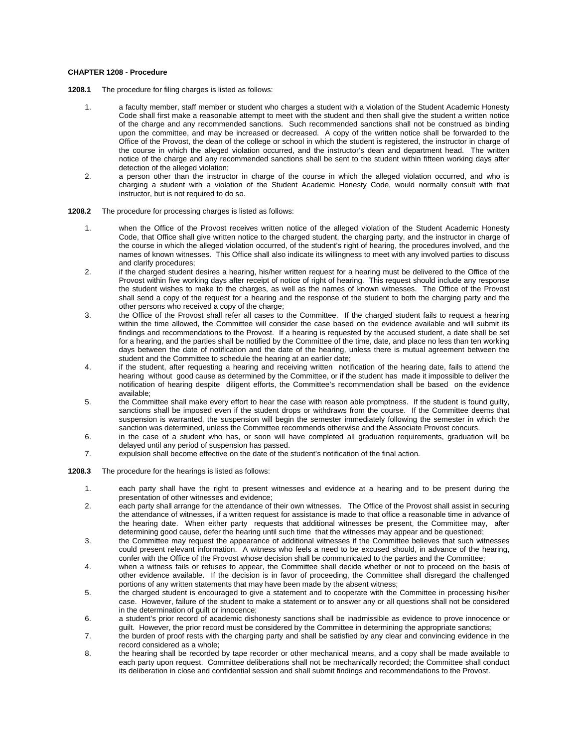**CHAPTER 1208 - Procedure**

**1208.1** The procedure for filing charges is listed as follows:

1. a faculty member, staff member or student who charges a student with a violation of the Student Academic Honesty Code shall first make a reasonable attempt to meet with the student and then shall give the student a written notice of the charge and any recommended sanctions. Such recommended sanctions shall not be construed as binding upon the committee, and may be increased or decreased. A copy of the written notice shall be forwarded to the Office of the Provost, the dean of the college or school in which the student is registered, the instructor in charge of the course in which the alleged violation occurred, and the instructor's dean and department head. The written notice of the charge and any recommended sanctions shall be sent to the student within fifteen working days after detection of the alleged violation;
2. a person other than the instructor in charge of the course in which the alleged violation occurred, and who is charging a student with a violation of the Student Academic Honesty Code, would normally consult with that instructor, but is not required to do so.

**1208.2** The procedure for processing charges is listed as follows:

1. when the Office of the Provost receives written notice of the alleged violation of the Student Academic Honesty Code, that Office shall give written notice to the charged student, the charging party, and the instructor in charge of the course in which the alleged violation occurred, of the student's right of hearing, the procedures involved, and the names of known witnesses. This Office shall also indicate its willingness to meet with any involved parties to discuss and clarify procedures;
2. if the charged student desires a hearing, his/her written request for a hearing must be delivered to the Office of the Provost within five working days after receipt of notice of right of hearing. This request should include any response the student wishes to make to the charges, as well as the names of known witnesses. The Office of the Provost shall send a copy of the request for a hearing and the response of the student to both the charging party and the other persons who received a copy of the charge;
3. the Office of the Provost shall refer all cases to the Committee. If the charged student fails to request a hearing within the time allowed, the Committee will consider the case based on the evidence available and will submit its findings and recommendations to the Provost. If a hearing is requested by the accused student, a date shall be set for a hearing, and the parties shall be notified by the Committee of the time, date, and place no less than ten working days between the date of notification and the date of the hearing, unless there is mutual agreement between the student and the Committee to schedule the hearing at an earlier date;
4. if the student, after requesting a hearing and receiving written notification of the hearing date, fails to attend the hearing without good cause as determined by the Committee, or if the student has made it impossible to deliver the notification of hearing despite diligent efforts, the Committee's recommendation shall be based on the evidence available;
5. the Committee shall make every effort to hear the case with reason able promptness. If the student is found guilty, sanctions shall be imposed even if the student drops or withdraws from the course. If the Committee deems that suspension is warranted, the suspension will begin the semester immediately following the semester in which the sanction was determined, unless the Committee recommends otherwise and the Associate Provost concurs.
6. in the case of a student who has, or soon will have completed all graduation requirements, graduation will be delayed until any period of suspension has passed.
7. expulsion shall become effective on the date of the student's notification of the final action.

**1208.3** The procedure for the hearings is listed as follows:

1. each party shall have the right to present witnesses and evidence at a hearing and to be present during the presentation of other witnesses and evidence;
2. each party shall arrange for the attendance of their own witnesses. The Office of the Provost shall assist in securing the attendance of witnesses, if a written request for assistance is made to that office a reasonable time in advance of the hearing date. When either party requests that additional witnesses be present, the Committee may, after determining good cause, defer the hearing until such time that the witnesses may appear and be questioned;
3. the Committee may request the appearance of additional witnesses if the Committee believes that such witnesses could present relevant information. A witness who feels a need to be excused should, in advance of the hearing, confer with the Office of the Provost whose decision shall be communicated to the parties and the Committee;
4. when a witness fails or refuses to appear, the Committee shall decide whether or not to proceed on the basis of other evidence available. If the decision is in favor of proceeding, the Committee shall disregard the challenged portions of any written statements that may have been made by the absent witness;
5. the charged student is encouraged to give a statement and to cooperate with the Committee in processing his/her case. However, failure of the student to make a statement or to answer any or all questions shall not be considered in the determination of guilt or innocence;
6. a student's prior record of academic dishonesty sanctions shall be inadmissible as evidence to prove innocence or guilt. However, the prior record must be considered by the Committee in determining the appropriate sanctions;
7. the burden of proof rests with the charging party and shall be satisfied by any clear and convincing evidence in the record considered as a whole;
8. the hearing shall be recorded by tape recorder or other mechanical means, and a copy shall be made available to each party upon request. Committee deliberations shall not be mechanically recorded; the Committee shall conduct its deliberation in close and confidential session and shall submit findings and recommendations to the Provost.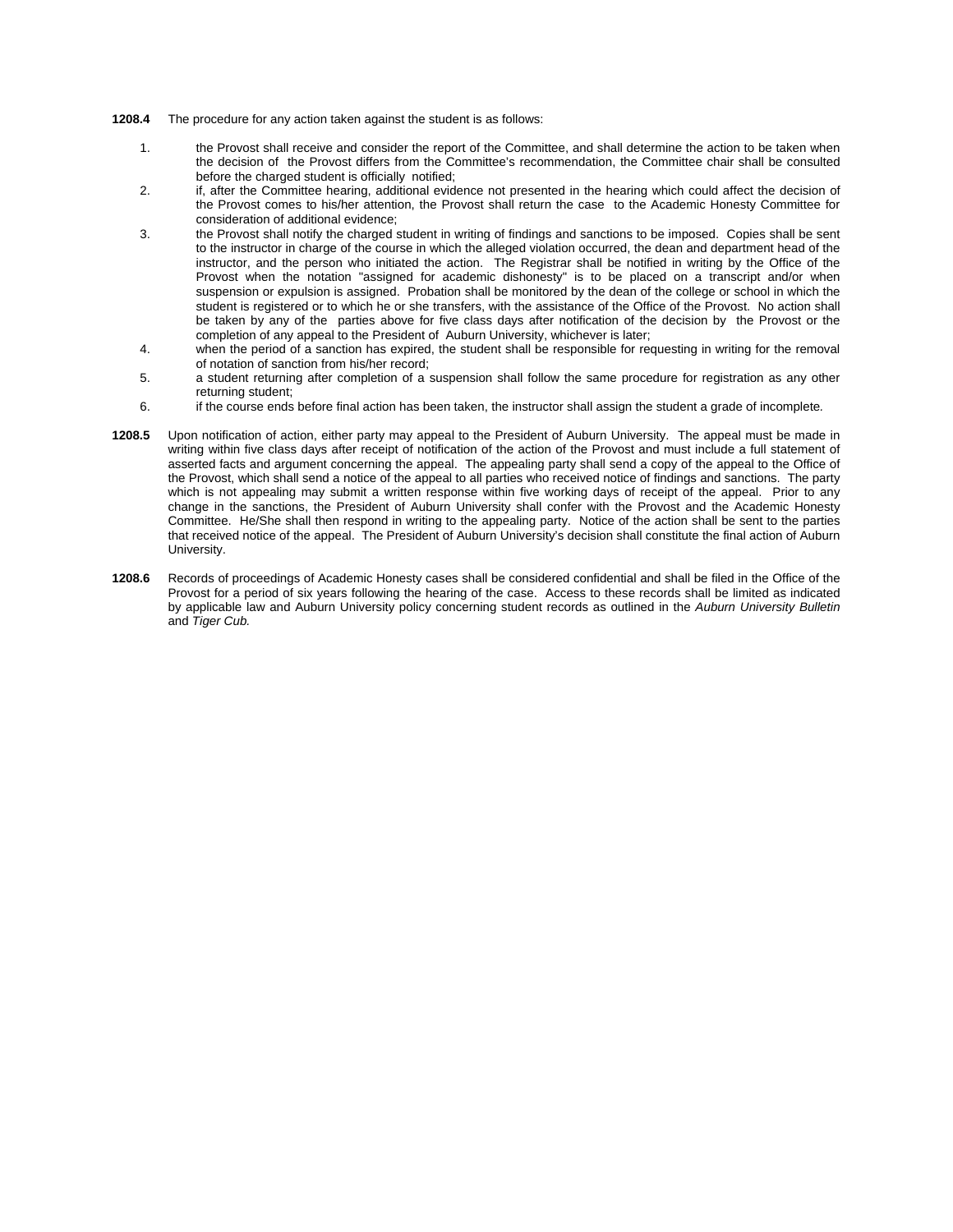**1208.4** The procedure for any action taken against the student is as follows:

1. the Provost shall receive and consider the report of the Committee, and shall determine the action to be taken when the decision of the Provost differs from the Committee's recommendation, the Committee chair shall be consulted before the charged student is officially notified;
2. if, after the Committee hearing, additional evidence not presented in the hearing which could affect the decision of the Provost comes to his/her attention, the Provost shall return the case to the Academic Honesty Committee for consideration of additional evidence;
3. the Provost shall notify the charged student in writing of findings and sanctions to be imposed. Copies shall be sent to the instructor in charge of the course in which the alleged violation occurred, the dean and department head of the instructor, and the person who initiated the action. The Registrar shall be notified in writing by the Office of the Provost when the notation "assigned for academic dishonesty" is to be placed on a transcript and/or when suspension or expulsion is assigned. Probation shall be monitored by the dean of the college or school in which the student is registered or to which he or she transfers, with the assistance of the Office of the Provost. No action shall be taken by any of the parties above for five class days after notification of the decision by the Provost or the completion of any appeal to the President of Auburn University, whichever is later;
4. when the period of a sanction has expired, the student shall be responsible for requesting in writing for the removal of notation of sanction from his/her record;
5. a student returning after completion of a suspension shall follow the same procedure for registration as any other returning student;
6. if the course ends before final action has been taken, the instructor shall assign the student a grade of incomplete.

**1208.5** Upon notification of action, either party may appeal to the President of Auburn University. The appeal must be made in writing within five class days after receipt of notification of the action of the Provost and must include a full statement of asserted facts and argument concerning the appeal. The appealing party shall send a copy of the appeal to the Office of the Provost, which shall send a notice of the appeal to all parties who received notice of findings and sanctions. The party which is not appealing may submit a written response within five working days of receipt of the appeal. Prior to any change in the sanctions, the President of Auburn University shall confer with the Provost and the Academic Honesty Committee. He/She shall then respond in writing to the appealing party. Notice of the action shall be sent to the parties that received notice of the appeal. The President of Auburn University's decision shall constitute the final action of Auburn University.

**1208.6** Records of proceedings of Academic Honesty cases shall be considered confidential and shall be filed in the Office of the Provost for a period of six years following the hearing of the case. Access to these records shall be limited as indicated by applicable law and Auburn University policy concerning student records as outlined in the *Auburn University Bulletin* and *Tiger Cub.*